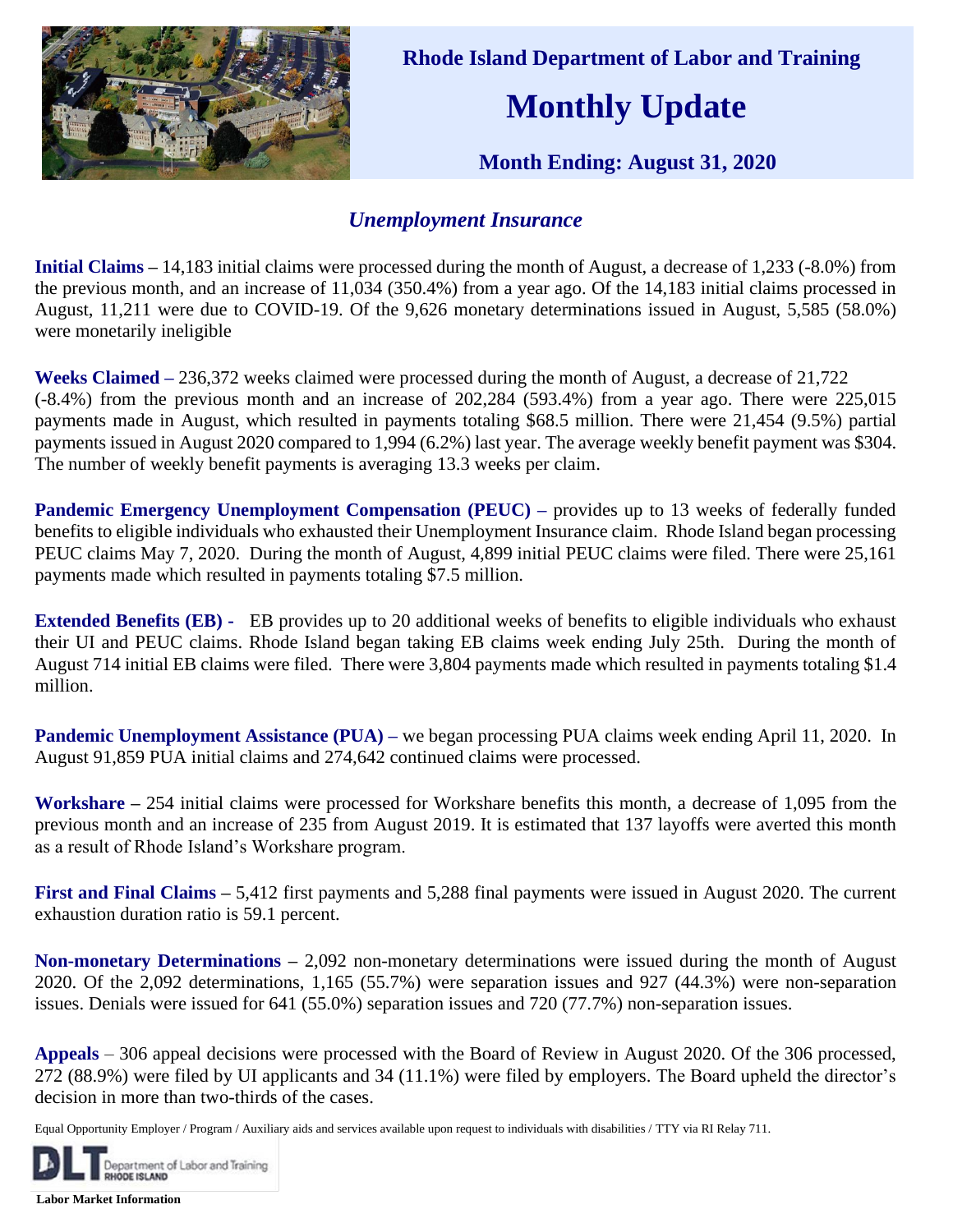# Rhode Island Department of Labor and Training

# Monthly Update

### Month Ending: August 31, 2020

## *Unemployment Insurance*

**Initial Claims –** 14,183 initial claims were processed during the month of August, a decrease of 1,233 (-8.0%) from the previous month, and an increase of 11,034 (350.4%) from a year ago. Of the 14,183 initial claims processed in August, 11,211 were due to COVID-19. Of the 9,626 monetary determinations issued in August, 5,585 (58.0%) were monetarily ineligible

**Weeks Claimed –** 236,372 weeks claimed were processed during the month of August, a decrease of 21,722 (-8.4%) from the previous month and an increase of 202,284 (593.4%) from a year ago. There were 225,015 payments made in August, which resulted in payments totaling $68.5 million. There were 21,454 (9.5%) partial payments issued in August 2020 compared to 1,994 (6.2%) last year. The average weekly benefit payment was $304. The number of weekly benefit payments is averaging 13.3 weeks per claim.

**Pandemic Emergency Unemployment Compensation (PEUC) –** provides up to 13 weeks of federally funded benefits to eligible individuals who exhausted their Unemployment Insurance claim. Rhode Island began processing PEUC claims May 7, 2020. During the month of August, 4,899 initial PEUC claims were filed. There were 25,161 payments made which resulted in payments totaling $7.5 million.

**Extended Benefits (EB) -** EB provides up to 20 additional weeks of benefits to eligible individuals who exhaust their UI and PEUC claims. Rhode Island began taking EB claims week ending July 25th. During the month of August 714 initial EB claims were filed. There were 3,804 payments made which resulted in payments totaling $1.4 million.

**Pandemic Unemployment Assistance (PUA) –** we began processing PUA claims week ending April 11, 2020. In August 91,859 PUA initial claims and 274,642 continued claims were processed.

**Workshare –** 254 initial claims were processed for Workshare benefits this month, a decrease of 1,095 from the previous month and an increase of 235 from August 2019. It is estimated that 137 layoffs were averted this month as a result of Rhode Island's Workshare program.

**First and Final Claims –** 5,412 first payments and 5,288 final payments were issued in August 2020. The current exhaustion duration ratio is 59.1 percent.

**Non-monetary Determinations –** 2,092 non-monetary determinations were issued during the month of August 2020. Of the 2,092 determinations, 1,165 (55.7%) were separation issues and 927 (44.3%) were non-separation issues. Denials were issued for 641 (55.0%) separation issues and 720 (77.7%) non-separation issues.

**Appeals** – 306 appeal decisions were processed with the Board of Review in August 2020. Of the 306 processed, 272 (88.9%) were filed by UI applicants and 34 (11.1%) were filed by employers. The Board upheld the director's decision in more than two-thirds of the cases.

Equal Opportunity Employer / Program / Auxiliary aids and services available upon request to individuals with disabilities / TTY via RI Relay 711.

DLT Department of Labor and Training RHODE ISLAND

**Labor Market Information**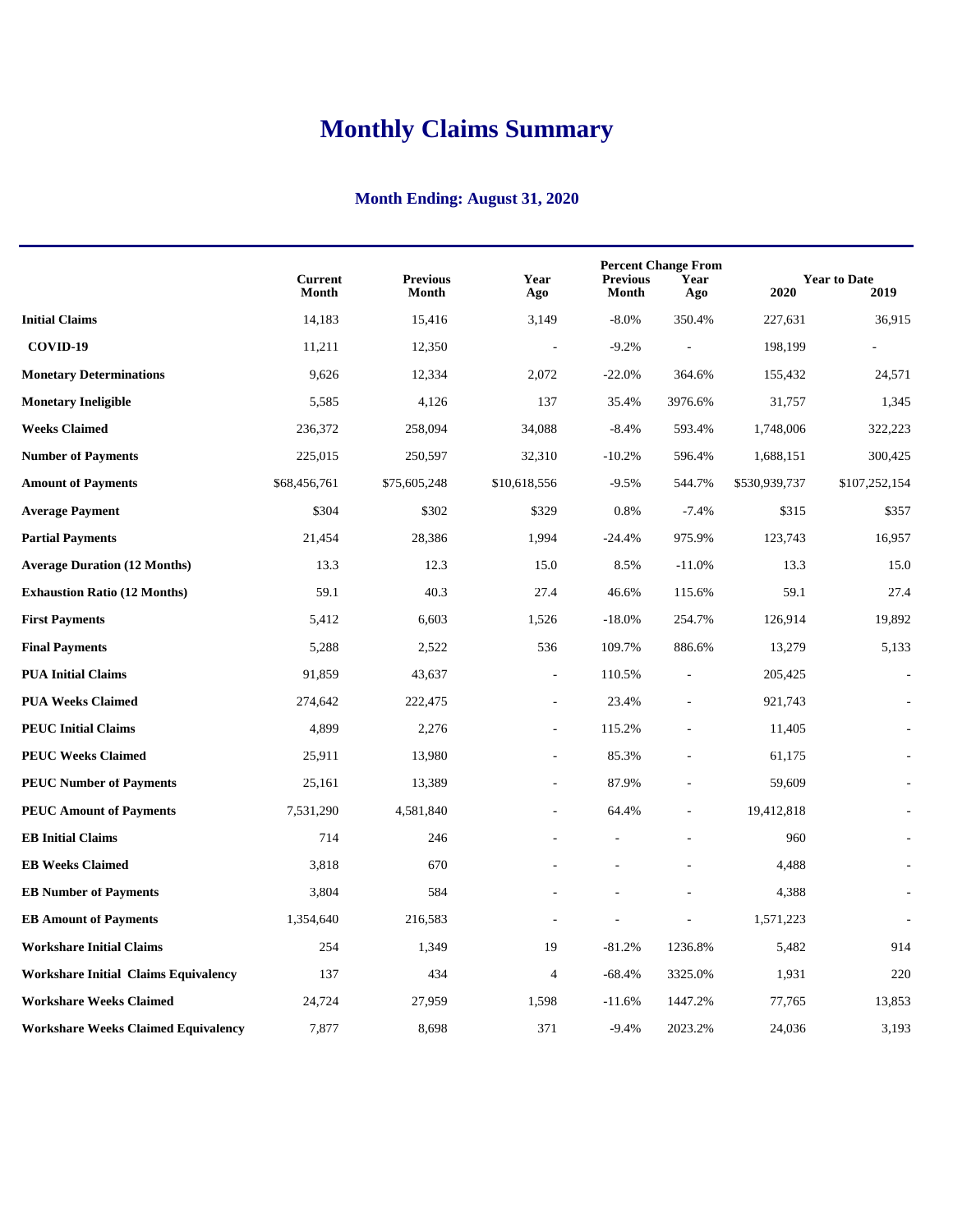# Monthly Claims Summary

## Month Ending: August 31, 2020

| | Current Month | Previous Month | Year Ago | Percent Change From | | Year to Date | |
|---|---|---|---|---|---|---|---|
| | | | | Previous Month | Year Ago | 2020 | 2019 |
| **Initial Claims** | 14,183 | 15,416 | 3,149 | -8.0% | 350.4% | 227,631 | 36,915 |
| **COVID-19** | 11,211 | 12,350 | - | -9.2% | - | 198,199 | - |
| **Monetary Determinations** | 9,626 | 12,334 | 2,072 | -22.0% | 364.6% | 155,432 | 24,571 |
| **Monetary Ineligible** | 5,585 | 4,126 | 137 | 35.4% | 3976.6% | 31,757 | 1,345 |
| **Weeks Claimed** | 236,372 | 258,094 | 34,088 | -8.4% | 593.4% | 1,748,006 | 322,223 |
| **Number of Payments** | 225,015 | 250,597 | 32,310 | -10.2% | 596.4% | 1,688,151 | 300,425 |
| **Amount of Payments** | $68,456,761 | $75,605,248 | $10,618,556 | -9.5% | 544.7% | $530,939,737 | $107,252,154 |
| **Average Payment** | $304 | $302 | $329 | 0.8% | -7.4% | $315 | $357 |
| **Partial Payments** | 21,454 | 28,386 | 1,994 | -24.4% | 975.9% | 123,743 | 16,957 |
| **Average Duration (12 Months)** | 13.3 | 12.3 | 15.0 | 8.5% | -11.0% | 13.3 | 15.0 |
| **Exhaustion Ratio (12 Months)** | 59.1 | 40.3 | 27.4 | 46.6% | 115.6% | 59.1 | 27.4 |
| **First Payments** | 5,412 | 6,603 | 1,526 | -18.0% | 254.7% | 126,914 | 19,892 |
| **Final Payments** | 5,288 | 2,522 | 536 | 109.7% | 886.6% | 13,279 | 5,133 |
| **PUA Initial Claims** | 91,859 | 43,637 | - | 110.5% | - | 205,425 | - |
| **PUA Weeks Claimed** | 274,642 | 222,475 | - | 23.4% | - | 921,743 | - |
| **PEUC Initial Claims** | 4,899 | 2,276 | - | 115.2% | - | 11,405 | - |
| **PEUC Weeks Claimed** | 25,911 | 13,980 | - | 85.3% | - | 61,175 | - |
| **PEUC Number of Payments** | 25,161 | 13,389 | - | 87.9% | - | 59,609 | - |
| **PEUC Amount of Payments** | 7,531,290 | 4,581,840 | - | 64.4% | - | 19,412,818 | - |
| **EB Initial Claims** | 714 | 246 | - | - | - | 960 | - |
| **EB Weeks Claimed** | 3,818 | 670 | - | - | - | 4,488 | - |
| **EB Number of Payments** | 3,804 | 584 | - | - | - | 4,388 | - |
| **EB Amount of Payments** | 1,354,640 | 216,583 | - | - | - | 1,571,223 | - |
| **Workshare Initial Claims** | 254 | 1,349 | 19 | -81.2% | 1236.8% | 5,482 | 914 |
| **Workshare Initial Claims Equivalency** | 137 | 434 | 4 | -68.4% | 3325.0% | 1,931 | 220 |
| **Workshare Weeks Claimed** | 24,724 | 27,959 | 1,598 | -11.6% | 1447.2% | 77,765 | 13,853 |
| **Workshare Weeks Claimed Equivalency** | 7,877 | 8,698 | 371 | -9.4% | 2023.2% | 24,036 | 3,193 |